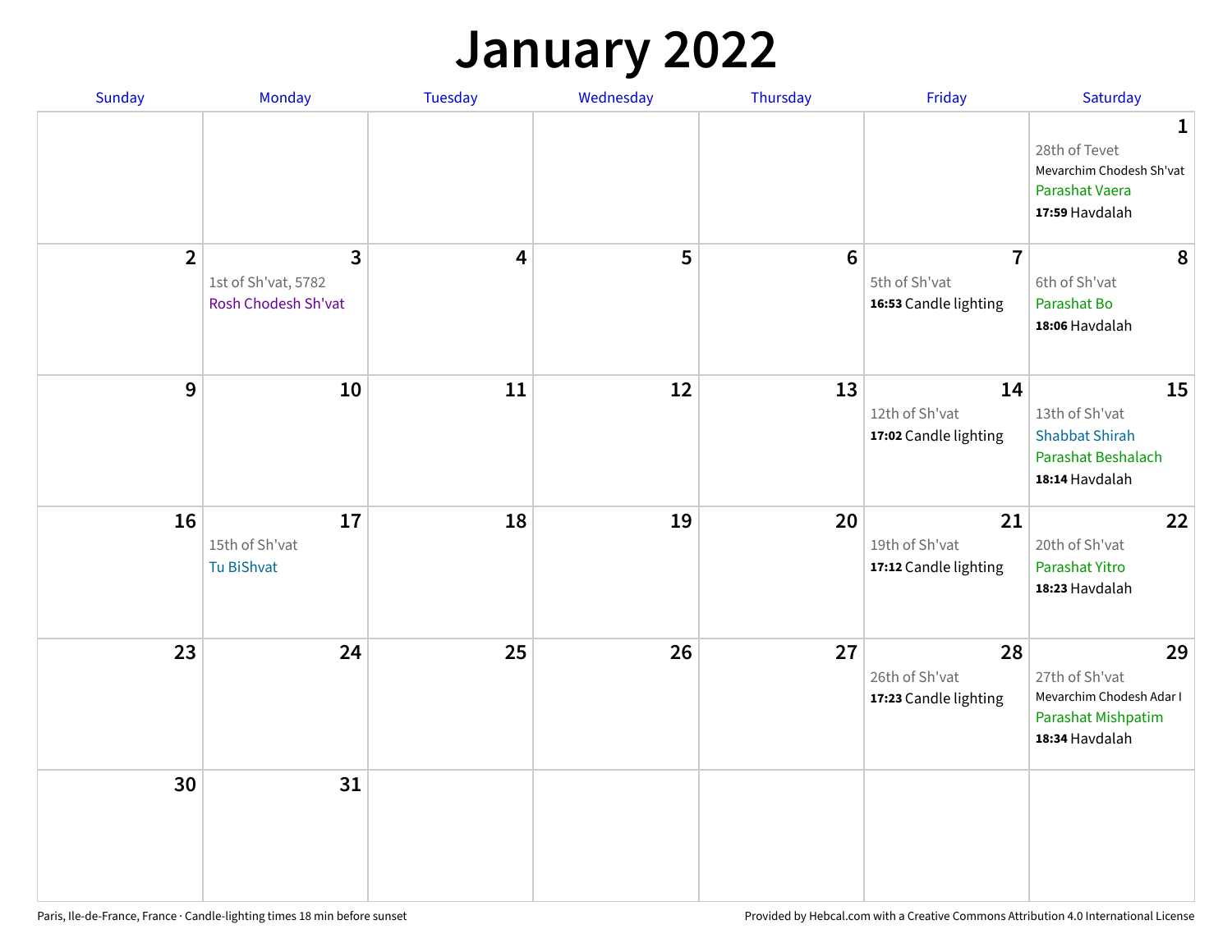# January 2022

| Sunday | Monday | Tuesday | Wednesday | Thursday | Friday | Saturday |
|---|---|---|---|---|---|---|
| | | | | | | **1**<br>28th of Tevet<br>Mevarchim Chodesh Sh'vat<br>Parashat Vaera<br>**17:59** Havdalah |
| **2** | **3**<br>1st of Sh'vat, 5782<br>Rosh Chodesh Sh'vat | **4** | **5** | **6** | **7**<br>5th of Sh'vat<br>**16:53** Candle lighting | **8**<br>6th of Sh'vat<br>Parashat Bo<br>**18:06** Havdalah |
| **9** | **10** | **11** | **12** | **13** | **14**<br>12th of Sh'vat<br>**17:02** Candle lighting | **15**<br>13th of Sh'vat<br>Shabbat Shirah<br>Parashat Beshalach<br>**18:14** Havdalah |
| **16** | **17**<br>15th of Sh'vat<br>Tu BiShvat | **18** | **19** | **20** | **21**<br>19th of Sh'vat<br>**17:12** Candle lighting | **22**<br>20th of Sh'vat<br>Parashat Yitro<br>**18:23** Havdalah |
| **23** | **24** | **25** | **26** | **27** | **28**<br>26th of Sh'vat<br>**17:23** Candle lighting | **29**<br>27th of Sh'vat<br>Mevarchim Chodesh Adar I<br>Parashat Mishpatim<br>**18:34** Havdalah |
| **30** | **31** | | | | | |

Paris, Ile-de-France, France · Candle-lighting times 18 min before sunset

Provided by Hebcal.com with a Creative Commons Attribution 4.0 International License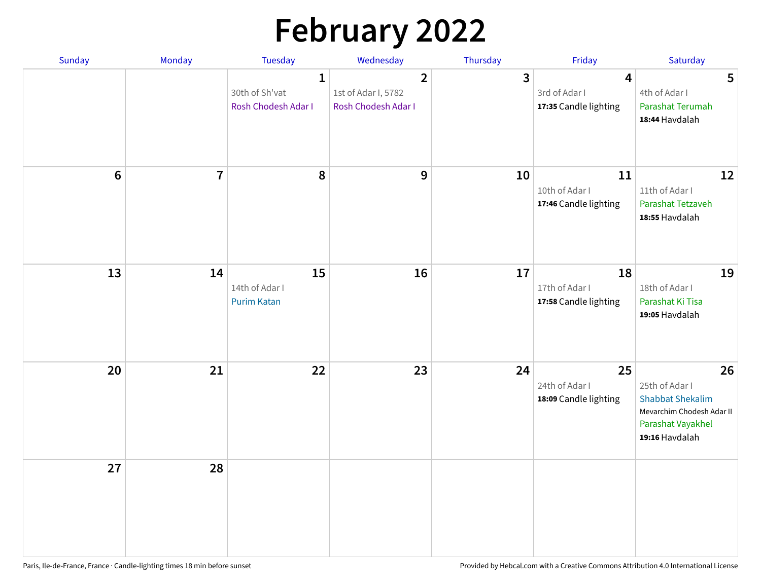# February 2022

| Sunday | Monday | Tuesday | Wednesday | Thursday | Friday | Saturday |
|---|---|---|---|---|---|---|
| | | **1**<br>30th of Sh'vat<br>Rosh Chodesh Adar I | **2**<br>1st of Adar I, 5782<br>Rosh Chodesh Adar I | **3** | **4**<br>3rd of Adar I<br>**17:35** Candle lighting | **5**<br>4th of Adar I<br>Parashat Terumah<br>**18:44** Havdalah |
| **6** | **7** | **8** | **9** | **10** | **11**<br>10th of Adar I<br>**17:46** Candle lighting | **12**<br>11th of Adar I<br>Parashat Tetzaveh<br>**18:55** Havdalah |
| **13** | **14** | **15**<br>14th of Adar I<br>Purim Katan | **16** | **17** | **18**<br>17th of Adar I<br>**17:58** Candle lighting | **19**<br>18th of Adar I<br>Parashat Ki Tisa<br>**19:05** Havdalah |
| **20** | **21** | **22** | **23** | **24** | **25**<br>24th of Adar I<br>**18:09** Candle lighting | **26**<br>25th of Adar I<br>Shabbat Shekalim<br>Mevarchim Chodesh Adar II<br>Parashat Vayakhel<br>**19:16** Havdalah |
| **27** | **28** | | | | | |

Paris, Ile-de-France, France · Candle-lighting times 18 min before sunset

Provided by Hebcal.com with a Creative Commons Attribution 4.0 International License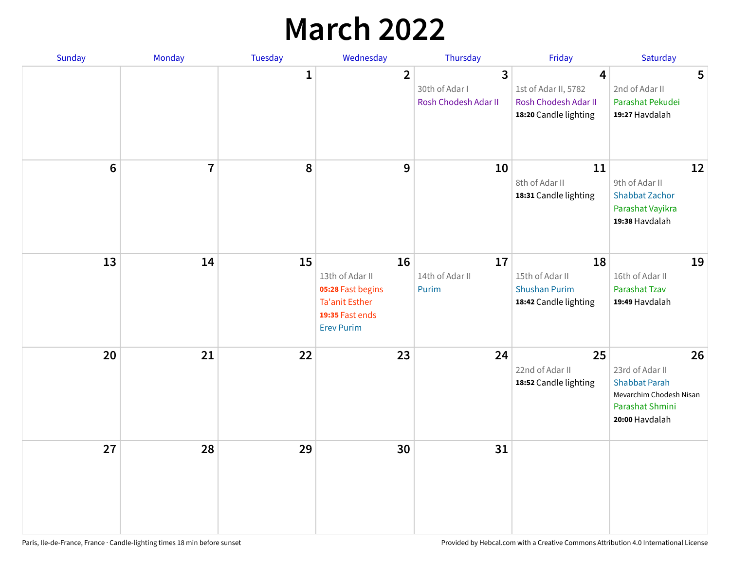# March 2022

| Sunday | Monday | Tuesday | Wednesday | Thursday | Friday | Saturday |
|---|---|---|---|---|---|---|
| | | 1 | 2 | 3<br>30th of Adar I<br>Rosh Chodesh Adar II | 4<br>1st of Adar II, 5782<br>Rosh Chodesh Adar II<br>**18:20** Candle lighting | 5<br>2nd of Adar II<br>Parashat Pekudei<br>**19:27** Havdalah |
| 6 | 7 | 8 | 9 | 10 | 11<br>8th of Adar II<br>**18:31** Candle lighting | 12<br>9th of Adar II<br>Shabbat Zachor<br>Parashat Vayikra<br>**19:38** Havdalah |
| 13 | 14 | 15 | 16<br>13th of Adar II<br>**05:28** Fast begins<br>Ta'anit Esther<br>**19:35** Fast ends<br>Erev Purim | 17<br>14th of Adar II<br>Purim | 18<br>15th of Adar II<br>Shushan Purim<br>**18:42** Candle lighting | 19<br>16th of Adar II<br>Parashat Tzav<br>**19:49** Havdalah |
| 20 | 21 | 22 | 23 | 24 | 25<br>22nd of Adar II<br>**18:52** Candle lighting | 26<br>23rd of Adar II<br>Shabbat Parah<br>Mevarchim Chodesh Nisan<br>Parashat Shmini<br>**20:00** Havdalah |
| 27 | 28 | 29 | 30 | 31 | | |

Paris, Ile-de-France, France · Candle-lighting times 18 min before sunset

Provided by Hebcal.com with a Creative Commons Attribution 4.0 International License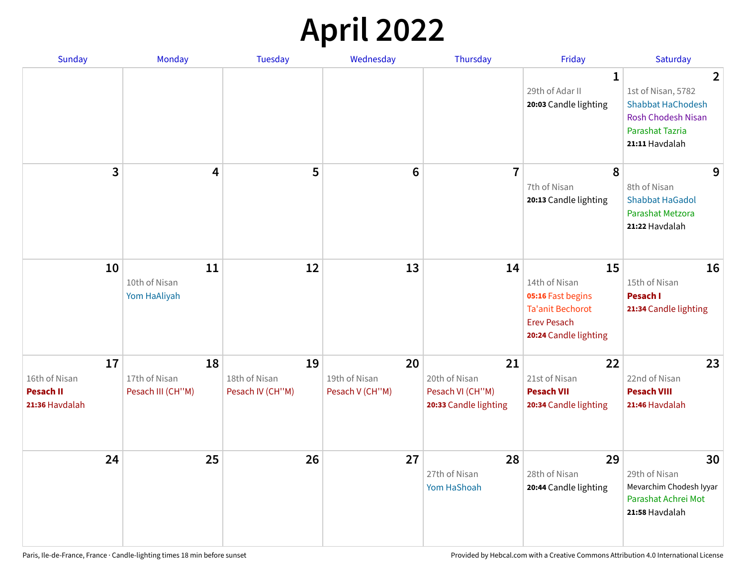# April 2022

| Sunday | Monday | Tuesday | Wednesday | Thursday | Friday | Saturday |
|---|---|---|---|---|---|---|
| | | | | | **1**<br>29th of Adar II<br>**20:03** Candle lighting | **2**<br>1st of Nisan, 5782<br>Shabbat HaChodesh<br>Rosh Chodesh Nisan<br>Parashat Tazria<br>**21:11** Havdalah |
| **3** | **4** | **5** | **6** | **7** | **8**<br>7th of Nisan<br>**20:13** Candle lighting | **9**<br>8th of Nisan<br>Shabbat HaGadol<br>Parashat Metzora<br>**21:22** Havdalah |
| **10** | **11**<br>10th of Nisan<br>Yom HaAliyah | **12** | **13** | **14** | **15**<br>14th of Nisan<br>**05:16** Fast begins<br>Ta'anit Bechorot<br>Erev Pesach<br>**20:24** Candle lighting | **16**<br>15th of Nisan<br>**Pesach I**<br>**21:34** Candle lighting |
| **17**<br>16th of Nisan<br>**Pesach II**<br>**21:36** Havdalah | **18**<br>17th of Nisan<br>Pesach III (CH''M) | **19**<br>18th of Nisan<br>Pesach IV (CH''M) | **20**<br>19th of Nisan<br>Pesach V (CH''M) | **21**<br>20th of Nisan<br>Pesach VI (CH''M)<br>**20:33** Candle lighting | **22**<br>21st of Nisan<br>**Pesach VII**<br>**20:34** Candle lighting | **23**<br>22nd of Nisan<br>**Pesach VIII**<br>**21:46** Havdalah |
| **24** | **25** | **26** | **27** | **28**<br>27th of Nisan<br>Yom HaShoah | **29**<br>28th of Nisan<br>**20:44** Candle lighting | **30**<br>29th of Nisan<br>Mevarchim Chodesh Iyyar<br>Parashat Achrei Mot<br>**21:58** Havdalah |

Paris, Ile-de-France, France · Candle-lighting times 18 min before sunset

Provided by Hebcal.com with a Creative Commons Attribution 4.0 International License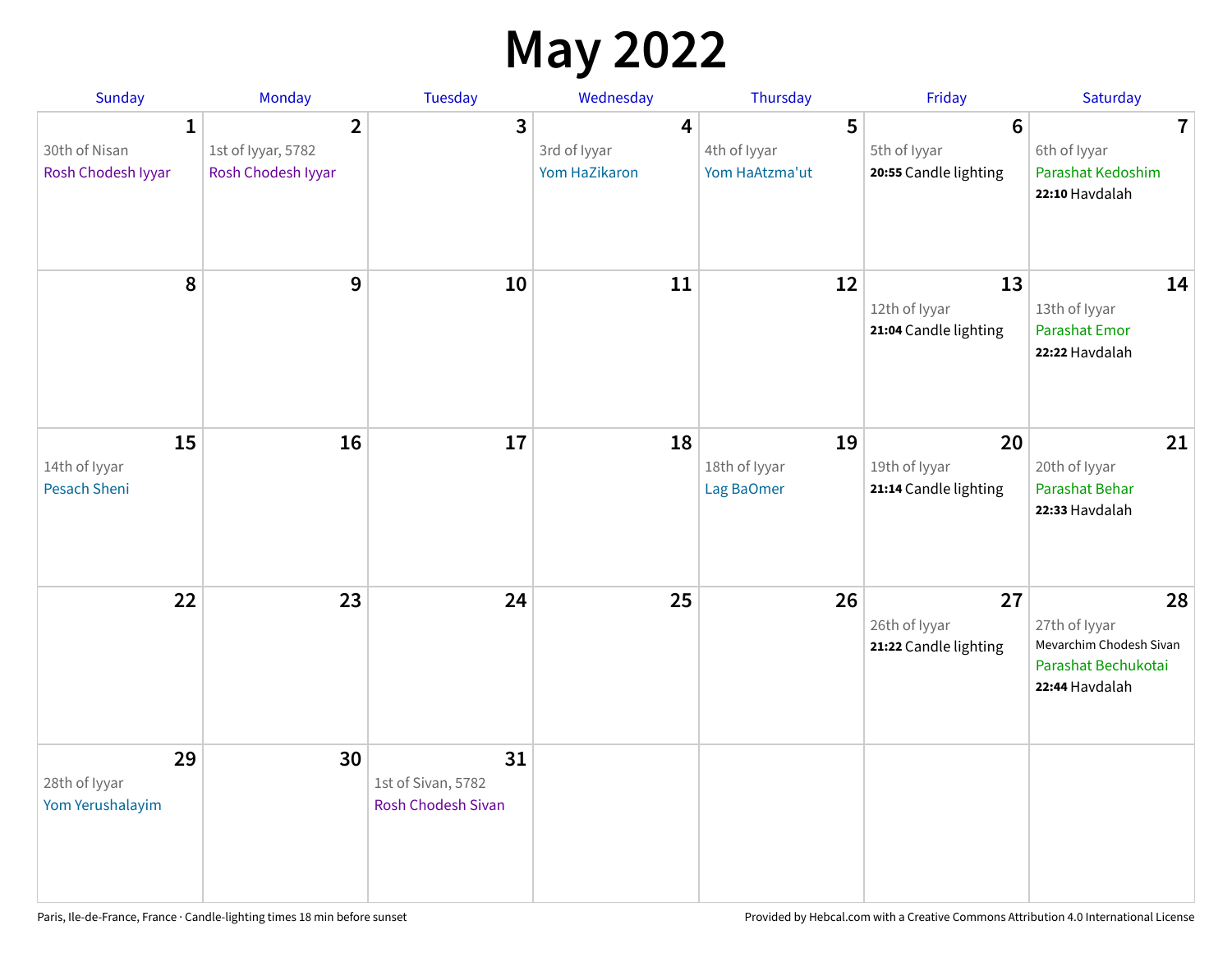# May 2022

| Sunday | Monday | Tuesday | Wednesday | Thursday | Friday | Saturday |
|---|---|---|---|---|---|---|
| **1**<br>30th of Nisan<br>Rosh Chodesh Iyyar | **2**<br>1st of Iyyar, 5782<br>Rosh Chodesh Iyyar | **3** | **4**<br>3rd of Iyyar<br>Yom HaZikaron | **5**<br>4th of Iyyar<br>Yom HaAtzma'ut | **6**<br>5th of Iyyar<br>**20:55** Candle lighting | **7**<br>6th of Iyyar<br>Parashat Kedoshim<br>**22:10** Havdalah |
| **8** | **9** | **10** | **11** | **12** | **13**<br>12th of Iyyar<br>**21:04** Candle lighting | **14**<br>13th of Iyyar<br>Parashat Emor<br>**22:22** Havdalah |
| **15**<br>14th of Iyyar<br>Pesach Sheni | **16** | **17** | **18** | **19**<br>18th of Iyyar<br>Lag BaOmer | **20**<br>19th of Iyyar<br>**21:14** Candle lighting | **21**<br>20th of Iyyar<br>Parashat Behar<br>**22:33** Havdalah |
| **22** | **23** | **24** | **25** | **26** | **27**<br>26th of Iyyar<br>**21:22** Candle lighting | **28**<br>27th of Iyyar<br>Mevarchim Chodesh Sivan<br>Parashat Bechukotai<br>**22:44** Havdalah |
| **29**<br>28th of Iyyar<br>Yom Yerushalayim | **30** | **31**<br>1st of Sivan, 5782<br>Rosh Chodesh Sivan | | | | |

Paris, Ile-de-France, France · Candle-lighting times 18 min before sunset

Provided by Hebcal.com with a Creative Commons Attribution 4.0 International License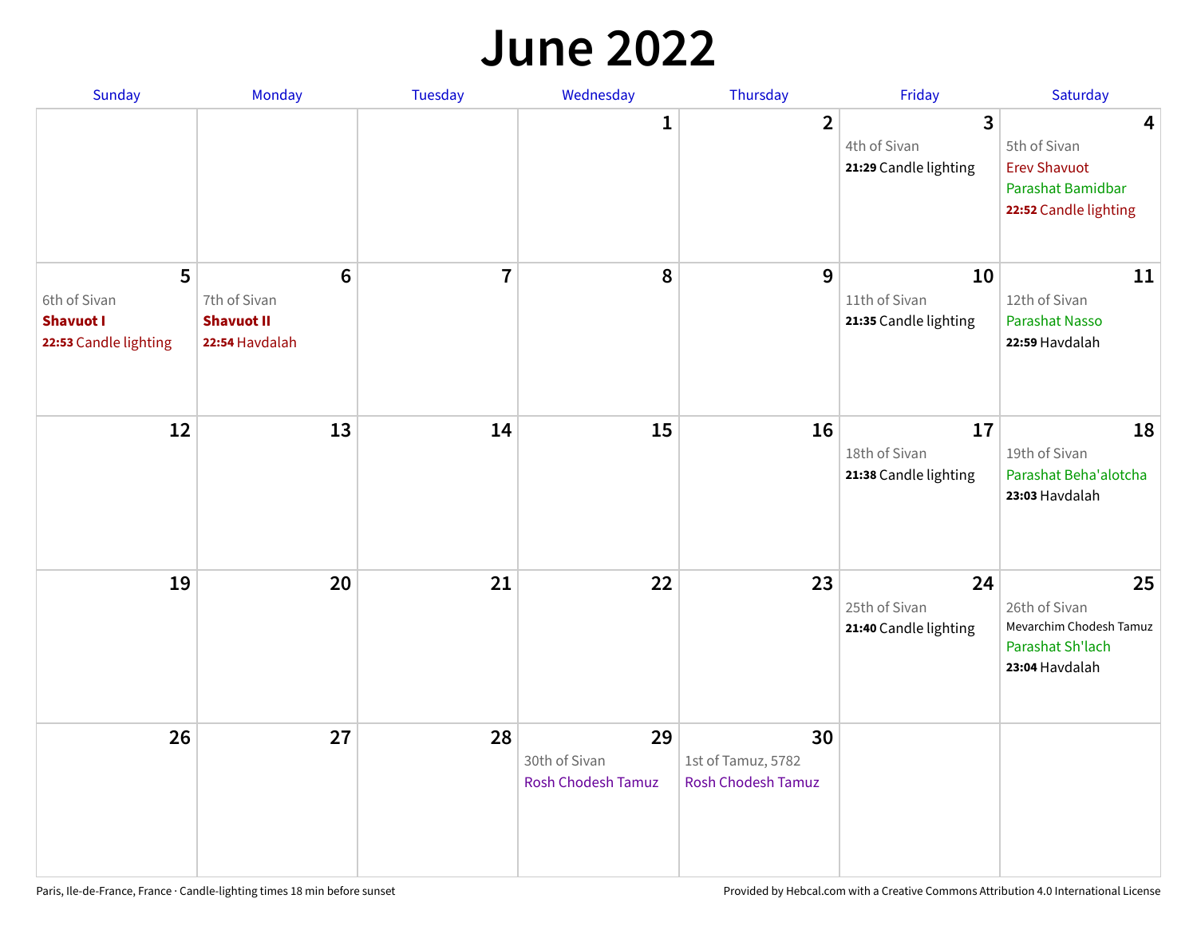# June 2022

| Sunday | Monday | Tuesday | Wednesday | Thursday | Friday | Saturday |
|---|---|---|---|---|---|---|
| | | | **1** | **2** | **3**<br>4th of Sivan<br>**21:29** Candle lighting | **4**<br>5th of Sivan<br>Erev Shavuot<br>Parashat Bamidbar<br>**22:52** Candle lighting |
| **5**<br>6th of Sivan<br>**Shavuot I**<br>**22:53** Candle lighting | **6**<br>7th of Sivan<br>**Shavuot II**<br>**22:54** Havdalah | **7** | **8** | **9** | **10**<br>11th of Sivan<br>**21:35** Candle lighting | **11**<br>12th of Sivan<br>Parashat Nasso<br>**22:59** Havdalah |
| **12** | **13** | **14** | **15** | **16** | **17**<br>18th of Sivan<br>**21:38** Candle lighting | **18**<br>19th of Sivan<br>Parashat Beha'alotcha<br>**23:03** Havdalah |
| **19** | **20** | **21** | **22** | **23** | **24**<br>25th of Sivan<br>**21:40** Candle lighting | **25**<br>26th of Sivan<br>Mevarchim Chodesh Tamuz<br>Parashat Sh'lach<br>**23:04** Havdalah |
| **26** | **27** | **28** | **29**<br>30th of Sivan<br>Rosh Chodesh Tamuz | **30**<br>1st of Tamuz, 5782<br>Rosh Chodesh Tamuz | | |

Paris, Ile-de-France, France · Candle-lighting times 18 min before sunset

Provided by Hebcal.com with a Creative Commons Attribution 4.0 International License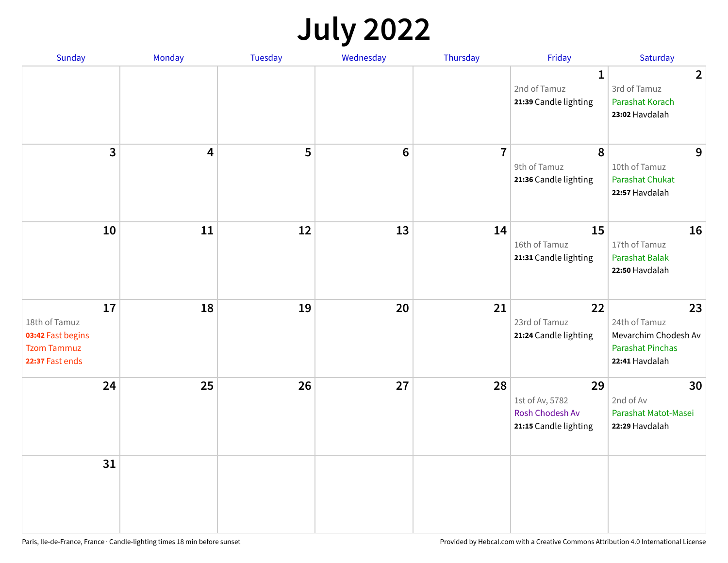# July 2022

| Sunday | Monday | Tuesday | Wednesday | Thursday | Friday | Saturday |
|---|---|---|---|---|---|---|
| | | | | | **1**<br>2nd of Tamuz<br>**21:39** Candle lighting | **2**<br>3rd of Tamuz<br>Parashat Korach<br>**23:02** Havdalah |
| **3** | **4** | **5** | **6** | **7** | **8**<br>9th of Tamuz<br>**21:36** Candle lighting | **9**<br>10th of Tamuz<br>Parashat Chukat<br>**22:57** Havdalah |
| **10** | **11** | **12** | **13** | **14** | **15**<br>16th of Tamuz<br>**21:31** Candle lighting | **16**<br>17th of Tamuz<br>Parashat Balak<br>**22:50** Havdalah |
| **17**<br>18th of Tamuz<br>**03:42** Fast begins<br>Tzom Tammuz<br>**22:37** Fast ends | **18** | **19** | **20** | **21** | **22**<br>23rd of Tamuz<br>**21:24** Candle lighting | **23**<br>24th of Tamuz<br>Mevarchim Chodesh Av<br>Parashat Pinchas<br>**22:41** Havdalah |
| **24** | **25** | **26** | **27** | **28** | **29**<br>1st of Av, 5782<br>Rosh Chodesh Av<br>**21:15** Candle lighting | **30**<br>2nd of Av<br>Parashat Matot-Masei<br>**22:29** Havdalah |
| **31** | | | | | | |

Paris, Ile-de-France, France · Candle-lighting times 18 min before sunset

Provided by Hebcal.com with a Creative Commons Attribution 4.0 International License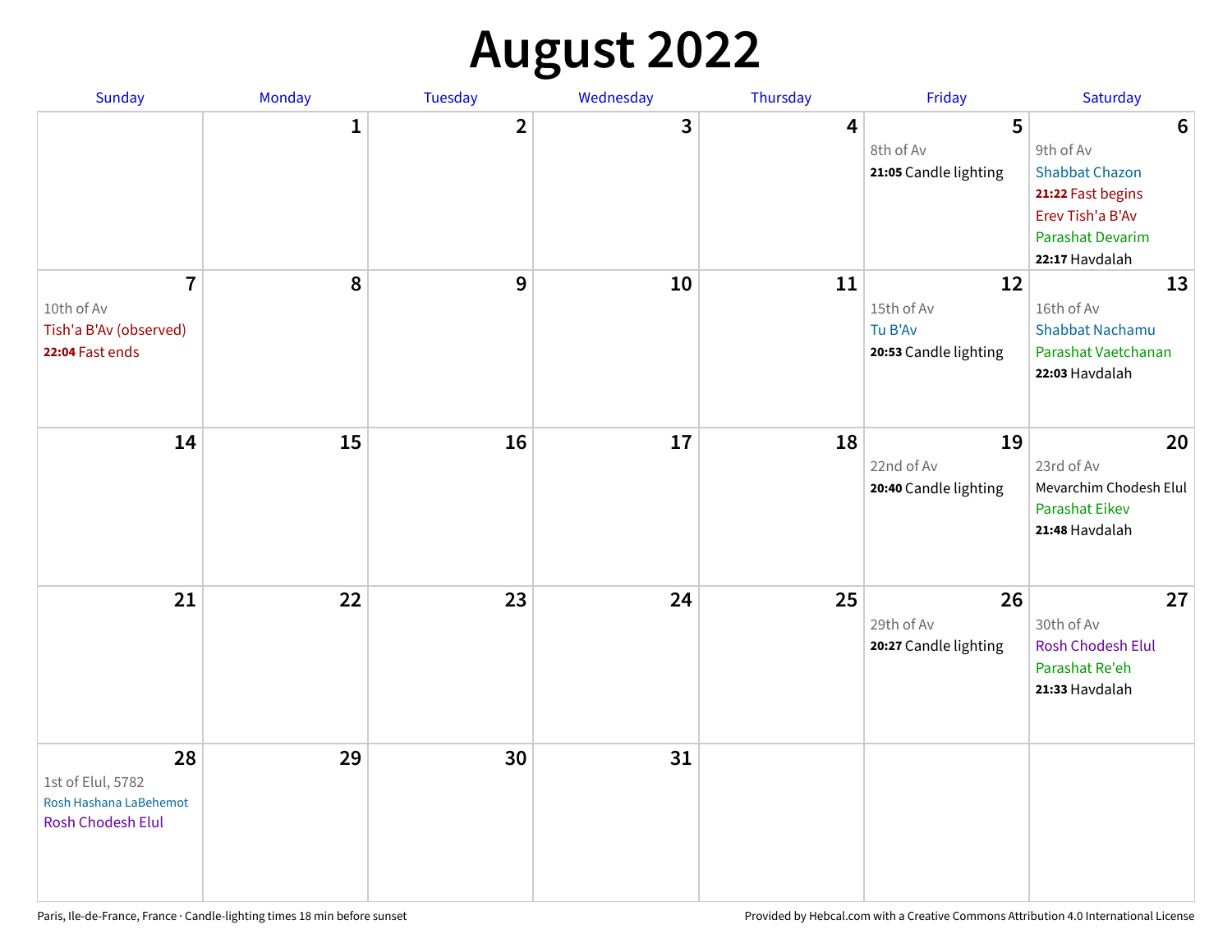# August 2022

| Sunday | Monday | Tuesday | Wednesday | Thursday | Friday | Saturday |
|---|---|---|---|---|---|---|
| | 1 | 2 | 3 | 4 | 5<br>8th of Av<br>**21:05** Candle lighting | 6<br>9th of Av<br>Shabbat Chazon<br>**21:22** Fast begins<br>Erev Tish'a B'Av<br>Parashat Devarim<br>**22:17** Havdalah |
| 7<br>10th of Av<br>Tish'a B'Av (observed)<br>**22:04** Fast ends | 8 | 9 | 10 | 11 | 12<br>15th of Av<br>Tu B'Av<br>**20:53** Candle lighting | 13<br>16th of Av<br>Shabbat Nachamu<br>Parashat Vaetchanan<br>**22:03** Havdalah |
| 14 | 15 | 16 | 17 | 18 | 19<br>22nd of Av<br>**20:40** Candle lighting | 20<br>23rd of Av<br>Mevarchim Chodesh Elul<br>Parashat Eikev<br>**21:48** Havdalah |
| 21 | 22 | 23 | 24 | 25 | 26<br>29th of Av<br>**20:27** Candle lighting | 27<br>30th of Av<br>Rosh Chodesh Elul<br>Parashat Re'eh<br>**21:33** Havdalah |
| 28<br>1st of Elul, 5782<br>Rosh Hashana LaBehemot<br>Rosh Chodesh Elul | 29 | 30 | 31 | | | |

Paris, Ile-de-France, France · Candle-lighting times 18 min before sunset

Provided by Hebcal.com with a Creative Commons Attribution 4.0 International License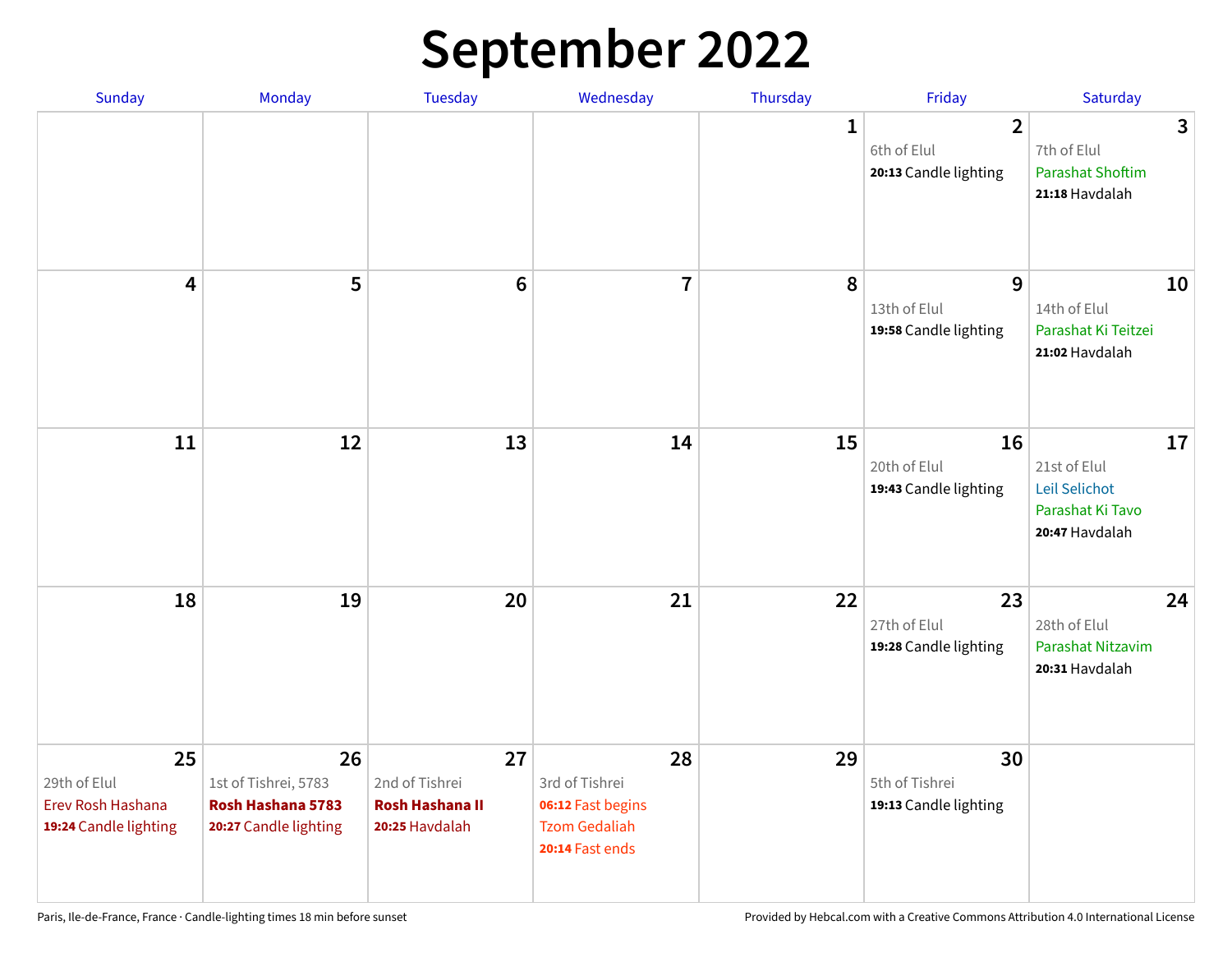# September 2022

| Sunday | Monday | Tuesday | Wednesday | Thursday | Friday | Saturday |
|---|---|---|---|---|---|---|
| | | | | 1 | 2<br>6th of Elul<br>**20:13** Candle lighting | 3<br>7th of Elul<br>Parashat Shoftim<br>**21:18** Havdalah |
| 4 | 5 | 6 | 7 | 8 | 9<br>13th of Elul<br>**19:58** Candle lighting | 10<br>14th of Elul<br>Parashat Ki Teitzei<br>**21:02** Havdalah |
| 11 | 12 | 13 | 14 | 15 | 16<br>20th of Elul<br>**19:43** Candle lighting | 17<br>21st of Elul<br>Leil Selichot<br>Parashat Ki Tavo<br>**20:47** Havdalah |
| 18 | 19 | 20 | 21 | 22 | 23<br>27th of Elul<br>**19:28** Candle lighting | 24<br>28th of Elul<br>Parashat Nitzavim<br>**20:31** Havdalah |
| 25<br>29th of Elul<br>Erev Rosh Hashana<br>**19:24** Candle lighting | 26<br>1st of Tishrei, 5783<br>**Rosh Hashana 5783**<br>**20:27** Candle lighting | 27<br>2nd of Tishrei<br>**Rosh Hashana II**<br>**20:25** Havdalah | 28<br>3rd of Tishrei<br>**06:12** Fast begins<br>Tzom Gedaliah<br>**20:14** Fast ends | 29 | 30<br>5th of Tishrei<br>**19:13** Candle lighting | |

Paris, Ile-de-France, France · Candle-lighting times 18 min before sunset

Provided by Hebcal.com with a Creative Commons Attribution 4.0 International License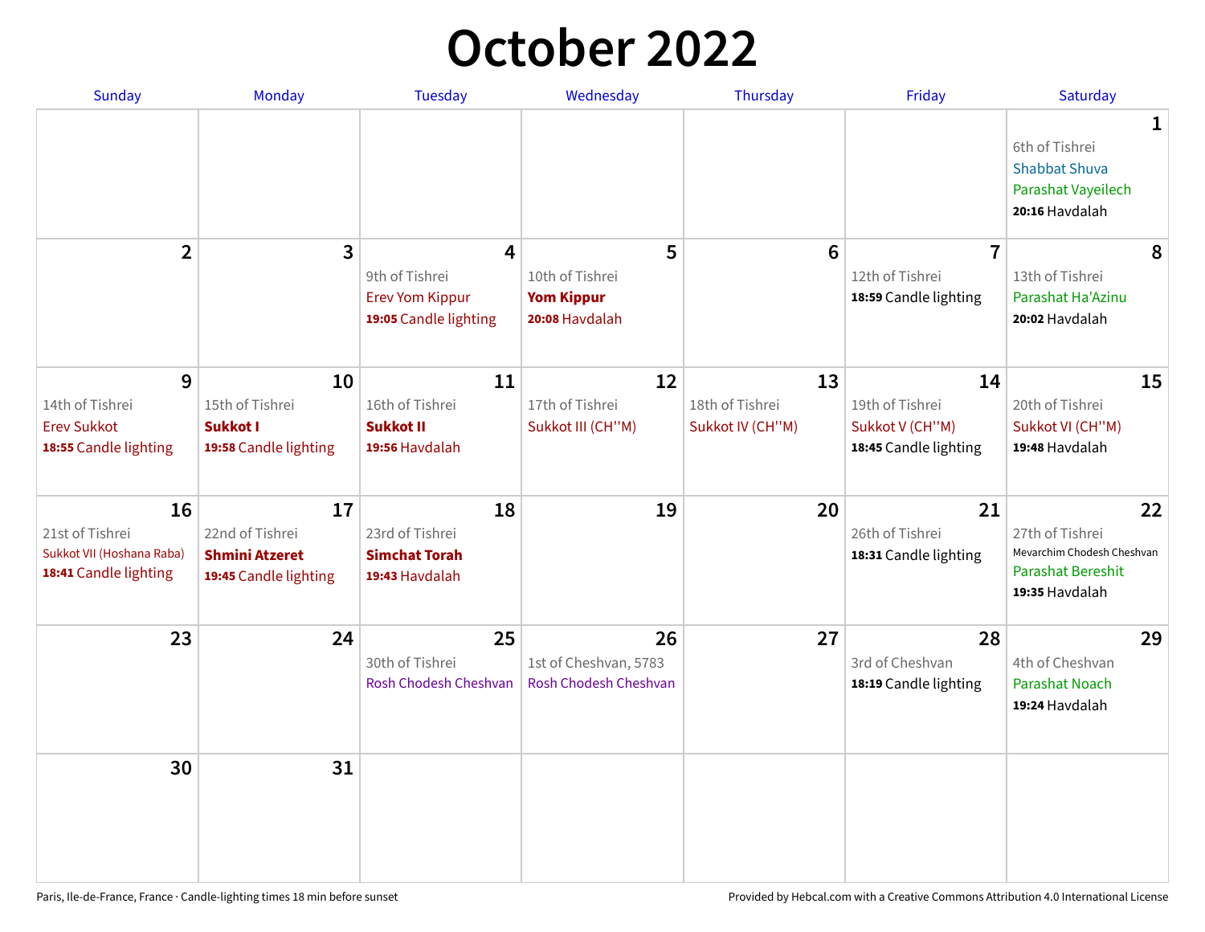# October 2022

| Sunday | Monday | Tuesday | Wednesday | Thursday | Friday | Saturday |
|---|---|---|---|---|---|---|
| | | | | | | **1**<br>6th of Tishrei<br>Shabbat Shuva<br>Parashat Vayeilech<br>**20:16** Havdalah |
| **2** | **3** | **4**<br>9th of Tishrei<br>Erev Yom Kippur<br>**19:05** Candle lighting | **5**<br>10th of Tishrei<br>**Yom Kippur**<br>**20:08** Havdalah | **6** | **7**<br>12th of Tishrei<br>**18:59** Candle lighting | **8**<br>13th of Tishrei<br>Parashat Ha'Azinu<br>**20:02** Havdalah |
| **9**<br>14th of Tishrei<br>Erev Sukkot<br>**18:55** Candle lighting | **10**<br>15th of Tishrei<br>**Sukkot I**<br>**19:58** Candle lighting | **11**<br>16th of Tishrei<br>**Sukkot II**<br>**19:56** Havdalah | **12**<br>17th of Tishrei<br>Sukkot III (CH''M) | **13**<br>18th of Tishrei<br>Sukkot IV (CH''M) | **14**<br>19th of Tishrei<br>Sukkot V (CH''M)<br>**18:45** Candle lighting | **15**<br>20th of Tishrei<br>Sukkot VI (CH''M)<br>**19:48** Havdalah |
| **16**<br>21st of Tishrei<br>Sukkot VII (Hoshana Raba)<br>**18:41** Candle lighting | **17**<br>22nd of Tishrei<br>**Shmini Atzeret**<br>**19:45** Candle lighting | **18**<br>23rd of Tishrei<br>**Simchat Torah**<br>**19:43** Havdalah | **19** | **20** | **21**<br>26th of Tishrei<br>**18:31** Candle lighting | **22**<br>27th of Tishrei<br>Mevarchim Chodesh Cheshvan<br>Parashat Bereshit<br>**19:35** Havdalah |
| **23** | **24** | **25**<br>30th of Tishrei<br>Rosh Chodesh Cheshvan | **26**<br>1st of Cheshvan, 5783<br>Rosh Chodesh Cheshvan | **27** | **28**<br>3rd of Cheshvan<br>**18:19** Candle lighting | **29**<br>4th of Cheshvan<br>Parashat Noach<br>**19:24** Havdalah |
| **30** | **31** | | | | | |

Paris, Ile-de-France, France · Candle-lighting times 18 min before sunset

Provided by Hebcal.com with a Creative Commons Attribution 4.0 International License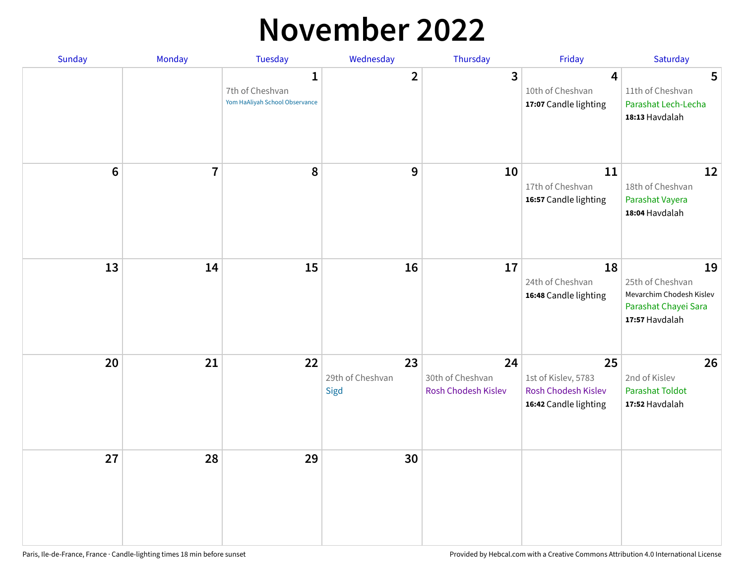# November 2022

| Sunday | Monday | Tuesday | Wednesday | Thursday | Friday | Saturday |
|---|---|---|---|---|---|---|
| | | **1** 7th of Cheshvan Yom HaAliyah School Observance | **2** | **3** | **4** 10th of Cheshvan **17:07** Candle lighting | **5** 11th of Cheshvan Parashat Lech-Lecha **18:13** Havdalah |
| **6** | **7** | **8** | **9** | **10** | **11** 17th of Cheshvan **16:57** Candle lighting | **12** 18th of Cheshvan Parashat Vayera **18:04** Havdalah |
| **13** | **14** | **15** | **16** | **17** | **18** 24th of Cheshvan **16:48** Candle lighting | **19** 25th of Cheshvan Mevarchim Chodesh Kislev Parashat Chayei Sara **17:57** Havdalah |
| **20** | **21** | **22** | **23** 29th of Cheshvan Sigd | **24** 30th of Cheshvan Rosh Chodesh Kislev | **25** 1st of Kislev, 5783 Rosh Chodesh Kislev **16:42** Candle lighting | **26** 2nd of Kislev Parashat Toldot **17:52** Havdalah |
| **27** | **28** | **29** | **30** | | | |

Paris, Ile-de-France, France · Candle-lighting times 18 min before sunset

Provided by Hebcal.com with a Creative Commons Attribution 4.0 International License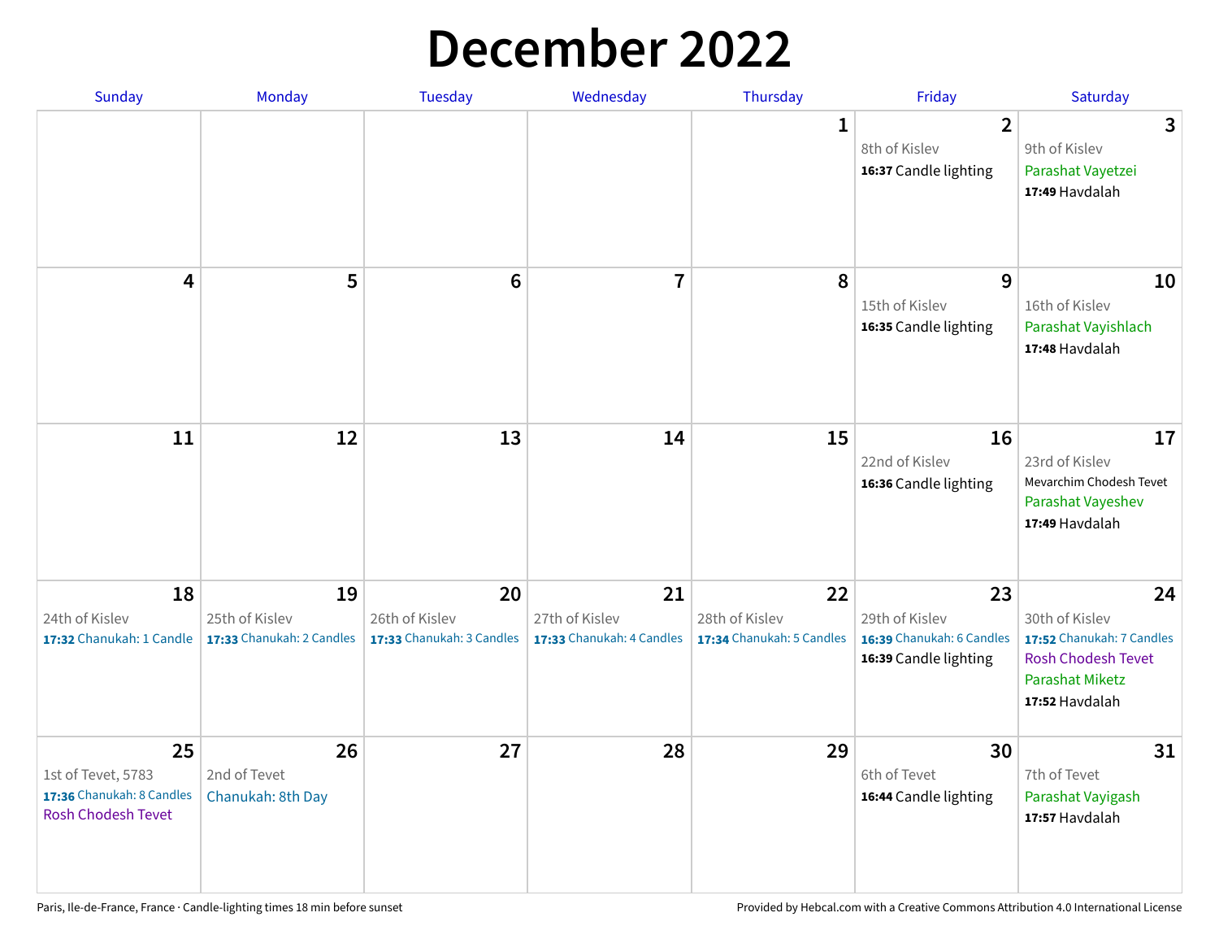# December 2022

| Sunday | Monday | Tuesday | Wednesday | Thursday | Friday | Saturday |
|---|---|---|---|---|---|---|
| | | | | 1 | 2<br>8th of Kislev<br>**16:37** Candle lighting | 3<br>9th of Kislev<br>Parashat Vayetzei<br>**17:49** Havdalah |
| 4 | 5 | 6 | 7 | 8 | 9<br>15th of Kislev<br>**16:35** Candle lighting | 10<br>16th of Kislev<br>Parashat Vayishlach<br>**17:48** Havdalah |
| 11 | 12 | 13 | 14 | 15 | 16<br>22nd of Kislev<br>**16:36** Candle lighting | 17<br>23rd of Kislev<br>Mevarchim Chodesh Tevet<br>Parashat Vayeshev<br>**17:49** Havdalah |
| 18<br>24th of Kislev<br>**17:32** Chanukah: 1 Candle | 19<br>25th of Kislev<br>**17:33** Chanukah: 2 Candles | 20<br>26th of Kislev<br>**17:33** Chanukah: 3 Candles | 21<br>27th of Kislev<br>**17:33** Chanukah: 4 Candles | 22<br>28th of Kislev<br>**17:34** Chanukah: 5 Candles | 23<br>29th of Kislev<br>**16:39** Chanukah: 6 Candles<br>**16:39** Candle lighting | 24<br>30th of Kislev<br>**17:52** Chanukah: 7 Candles<br>Rosh Chodesh Tevet<br>Parashat Miketz<br>**17:52** Havdalah |
| 25<br>1st of Tevet, 5783<br>**17:36** Chanukah: 8 Candles<br>Rosh Chodesh Tevet | 26<br>2nd of Tevet<br>Chanukah: 8th Day | 27 | 28 | 29 | 30<br>6th of Tevet<br>**16:44** Candle lighting | 31<br>7th of Tevet<br>Parashat Vayigash<br>**17:57** Havdalah |

Paris, Ile-de-France, France · Candle-lighting times 18 min before sunset

Provided by Hebcal.com with a Creative Commons Attribution 4.0 International License